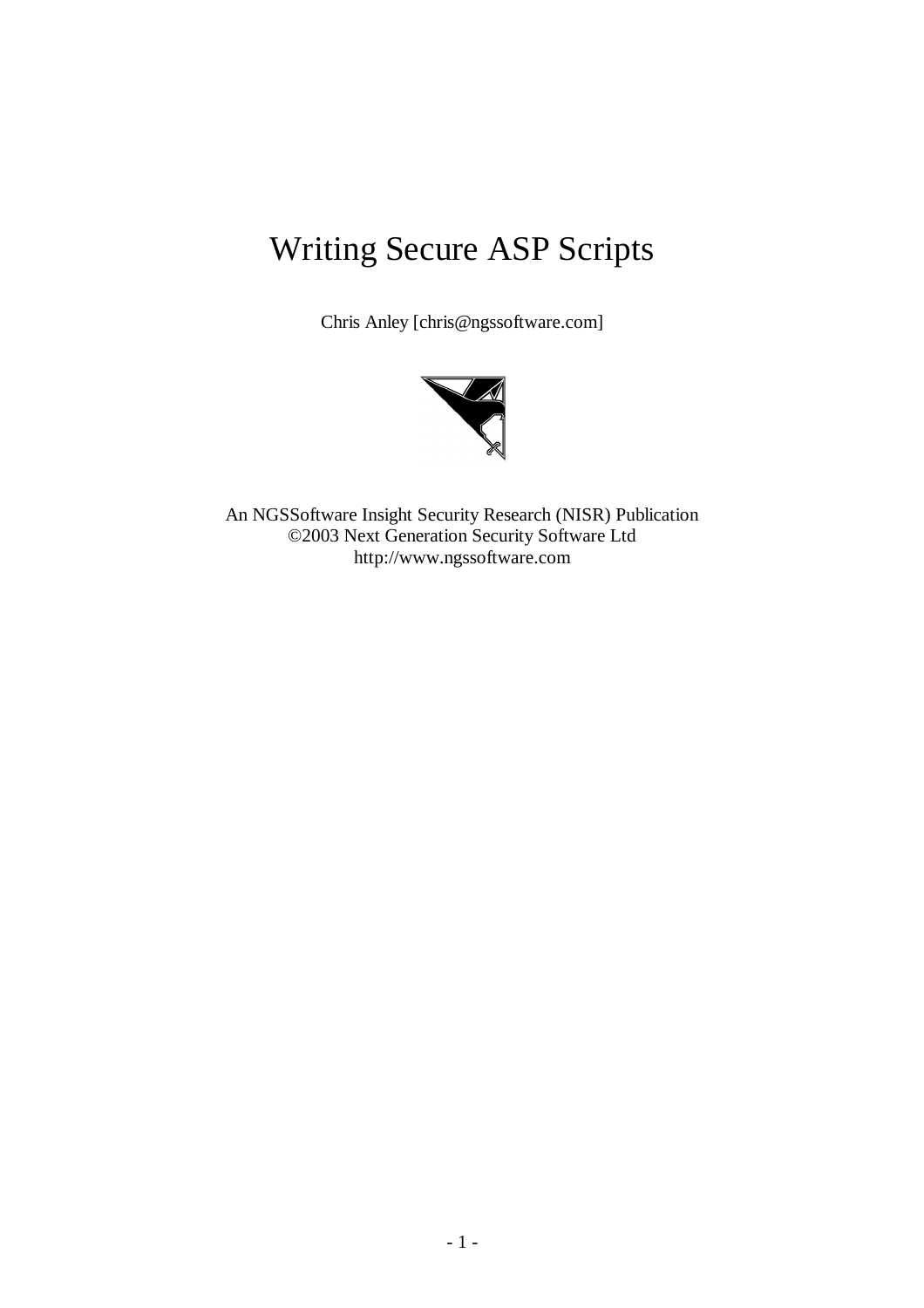# Writing Secure ASP Scripts

Chris Anley [chris@ngssoftware.com]

An NGSSoftware Insight Security Research (NISR) Publication
©2003 Next Generation Security Software Ltd
http://www.ngssoftware.com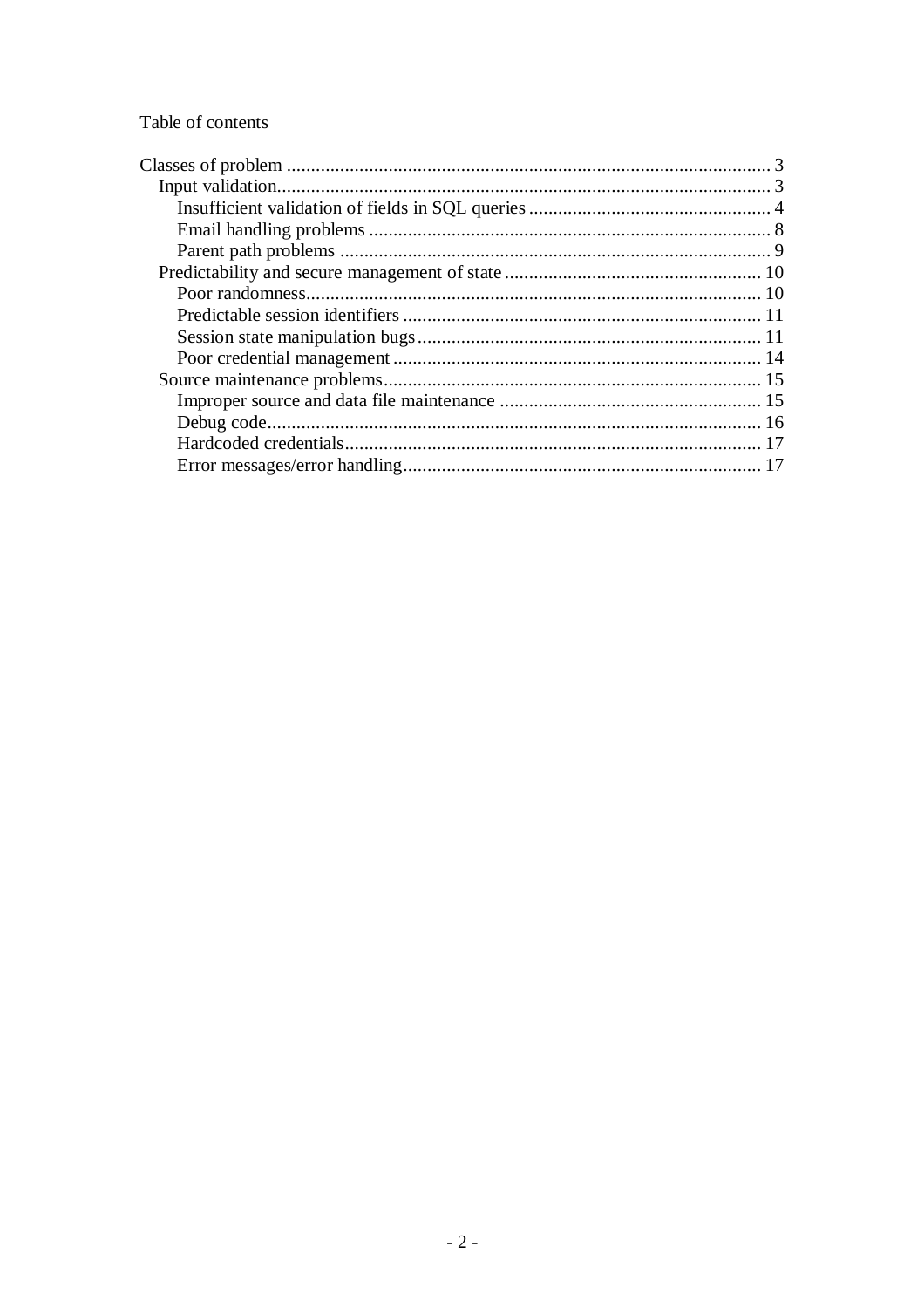Table of contents

- Classes of problem ... 3
  - Input validation ... 3
    - Insufficient validation of fields in SQL queries ... 4
    - Email handling problems ... 8
    - Parent path problems ... 9
  - Predictability and secure management of state ... 10
    - Poor randomness ... 10
    - Predictable session identifiers ... 11
    - Session state manipulation bugs ... 11
    - Poor credential management ... 14
  - Source maintenance problems ... 15
    - Improper source and data file maintenance ... 15
    - Debug code ... 16
    - Hardcoded credentials ... 17
    - Error messages/error handling ... 17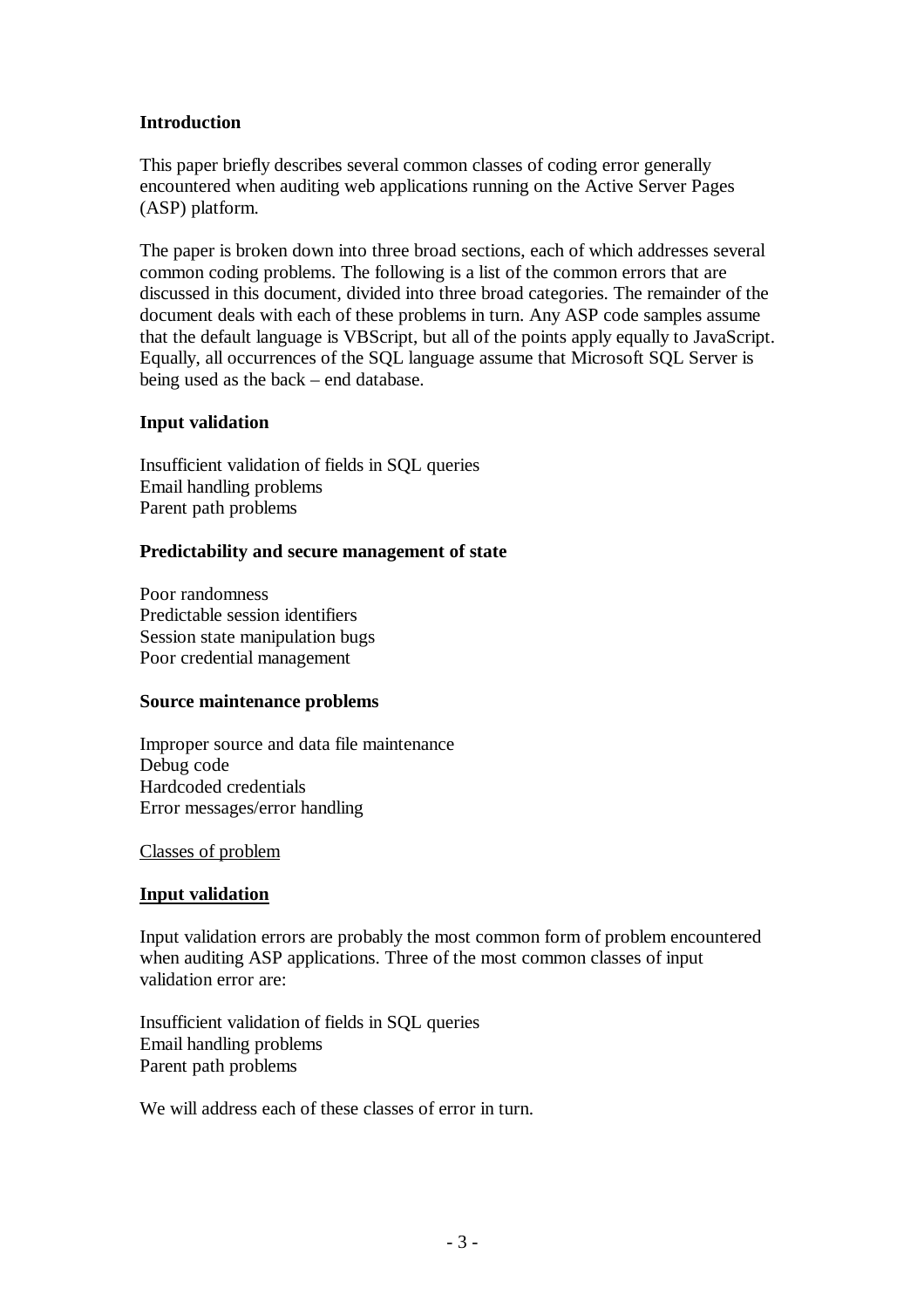## Introduction

This paper briefly describes several common classes of coding error generally encountered when auditing web applications running on the Active Server Pages (ASP) platform.

The paper is broken down into three broad sections, each of which addresses several common coding problems. The following is a list of the common errors that are discussed in this document, divided into three broad categories. The remainder of the document deals with each of these problems in turn. Any ASP code samples assume that the default language is VBScript, but all of the points apply equally to JavaScript. Equally, all occurrences of the SQL language assume that Microsoft SQL Server is being used as the back – end database.

**Input validation**

Insufficient validation of fields in SQL queries
Email handling problems
Parent path problems

**Predictability and secure management of state**

Poor randomness
Predictable session identifiers
Session state manipulation bugs
Poor credential management

**Source maintenance problems**

Improper source and data file maintenance
Debug code
Hardcoded credentials
Error messages/error handling

## Classes of problem

### Input validation

Input validation errors are probably the most common form of problem encountered when auditing ASP applications. Three of the most common classes of input validation error are:

Insufficient validation of fields in SQL queries
Email handling problems
Parent path problems

We will address each of these classes of error in turn.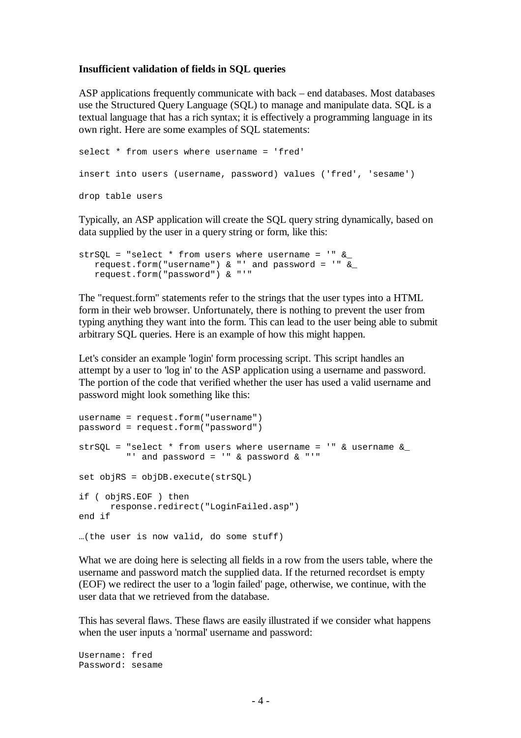**Insufficient validation of fields in SQL queries**

ASP applications frequently communicate with back – end databases. Most databases use the Structured Query Language (SQL) to manage and manipulate data. SQL is a textual language that has a rich syntax; it is effectively a programming language in its own right. Here are some examples of SQL statements:

```
select * from users where username = 'fred'

insert into users (username, password) values ('fred', 'sesame')

drop table users
```

Typically, an ASP application will create the SQL query string dynamically, based on data supplied by the user in a query string or form, like this:

```
strSQL = "select * from users where username = '" &_
   request.form("username") & "' and password = '" &_
   request.form("password") & "'"
```

The "request.form" statements refer to the strings that the user types into a HTML form in their web browser. Unfortunately, there is nothing to prevent the user from typing anything they want into the form. This can lead to the user being able to submit arbitrary SQL queries. Here is an example of how this might happen.

Let's consider an example 'login' form processing script. This script handles an attempt by a user to 'log in' to the ASP application using a username and password. The portion of the code that verified whether the user has used a valid username and password might look something like this:

```
username = request.form("username")
password = request.form("password")

strSQL = "select * from users where username = '" & username &_
         "' and password = '" & password & "'"

set objRS = objDB.execute(strSQL)

if ( objRS.EOF ) then
      response.redirect("LoginFailed.asp")
end if

…(the user is now valid, do some stuff)
```

What we are doing here is selecting all fields in a row from the users table, where the username and password match the supplied data. If the returned recordset is empty (EOF) we redirect the user to a 'login failed' page, otherwise, we continue, with the user data that we retrieved from the database.

This has several flaws. These flaws are easily illustrated if we consider what happens when the user inputs a 'normal' username and password:

```
Username: fred
Password: sesame
```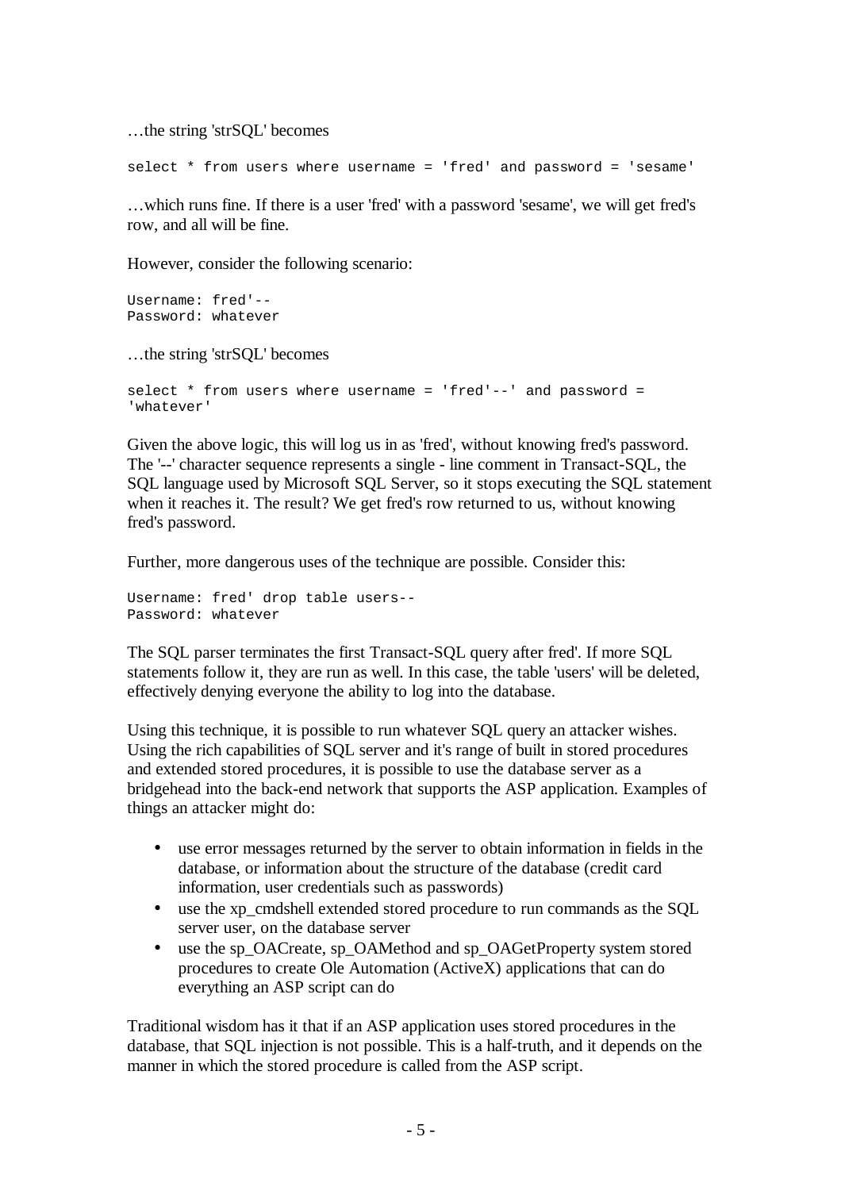…the string 'strSQL' becomes

```
select * from users where username = 'fred' and password = 'sesame'
```

…which runs fine. If there is a user 'fred' with a password 'sesame', we will get fred's row, and all will be fine.

However, consider the following scenario:

```
Username: fred'--
Password: whatever
```

…the string 'strSQL' becomes

```
select * from users where username = 'fred'--' and password =
'whatever'
```

Given the above logic, this will log us in as 'fred', without knowing fred's password. The '--' character sequence represents a single - line comment in Transact-SQL, the SQL language used by Microsoft SQL Server, so it stops executing the SQL statement when it reaches it. The result? We get fred's row returned to us, without knowing fred's password.

Further, more dangerous uses of the technique are possible. Consider this:

```
Username: fred' drop table users--
Password: whatever
```

The SQL parser terminates the first Transact-SQL query after fred'. If more SQL statements follow it, they are run as well. In this case, the table 'users' will be deleted, effectively denying everyone the ability to log into the database.

Using this technique, it is possible to run whatever SQL query an attacker wishes. Using the rich capabilities of SQL server and it's range of built in stored procedures and extended stored procedures, it is possible to use the database server as a bridgehead into the back-end network that supports the ASP application. Examples of things an attacker might do:

- use error messages returned by the server to obtain information in fields in the database, or information about the structure of the database (credit card information, user credentials such as passwords)
- use the xp_cmdshell extended stored procedure to run commands as the SQL server user, on the database server
- use the sp_OACreate, sp_OAMethod and sp_OAGetProperty system stored procedures to create Ole Automation (ActiveX) applications that can do everything an ASP script can do

Traditional wisdom has it that if an ASP application uses stored procedures in the database, that SQL injection is not possible. This is a half-truth, and it depends on the manner in which the stored procedure is called from the ASP script.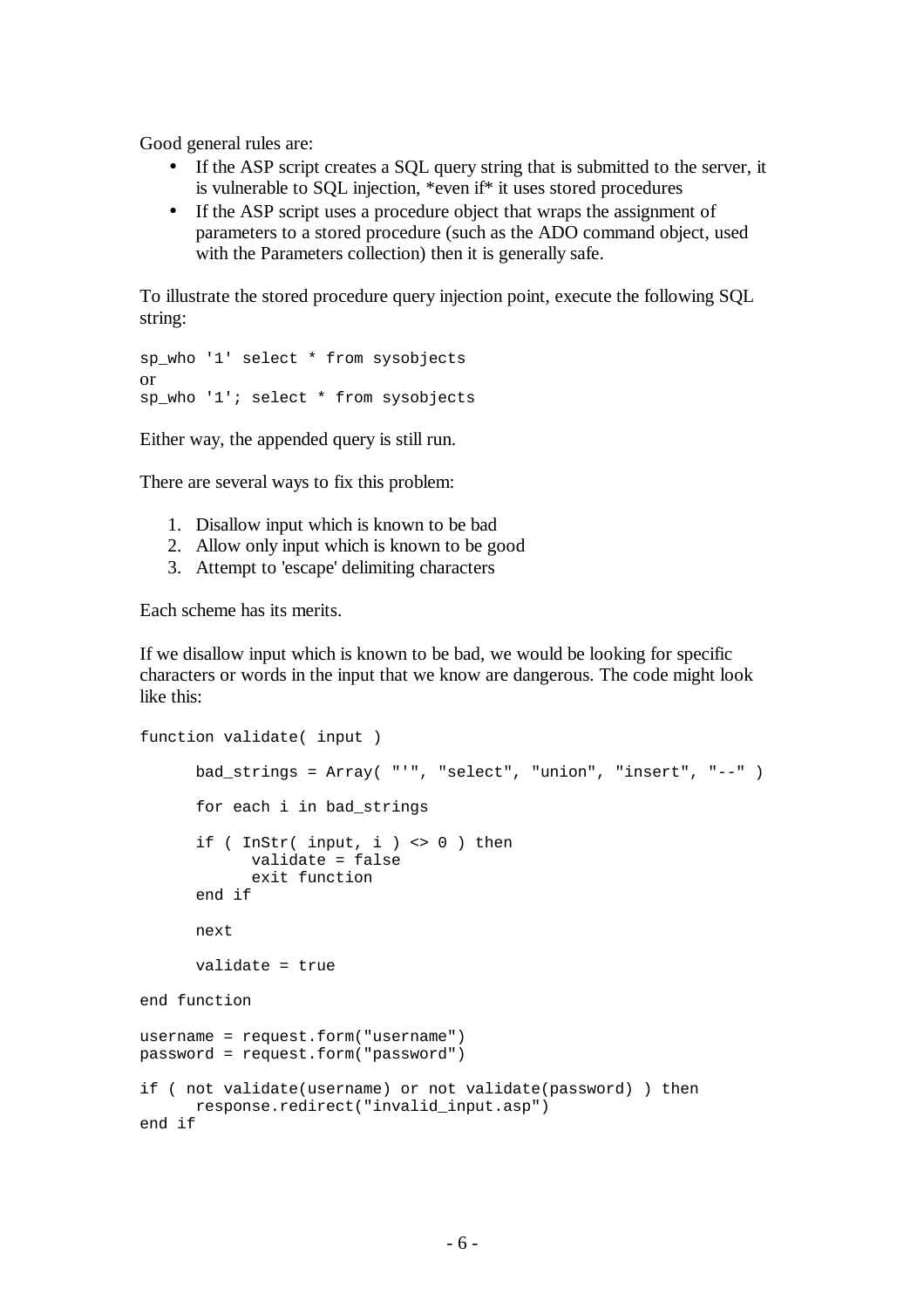Good general rules are:

- If the ASP script creates a SQL query string that is submitted to the server, it is vulnerable to SQL injection, *even if* it uses stored procedures
- If the ASP script uses a procedure object that wraps the assignment of parameters to a stored procedure (such as the ADO command object, used with the Parameters collection) then it is generally safe.

To illustrate the stored procedure query injection point, execute the following SQL string:

```
sp_who '1' select * from sysobjects
```

or

```
sp_who '1'; select * from sysobjects
```

Either way, the appended query is still run.

There are several ways to fix this problem:

1. Disallow input which is known to be bad
2. Allow only input which is known to be good
3. Attempt to 'escape' delimiting characters

Each scheme has its merits.

If we disallow input which is known to be bad, we would be looking for specific characters or words in the input that we know are dangerous. The code might look like this:

```
function validate( input )

      bad_strings = Array( "'", "select", "union", "insert", "--" )

      for each i in bad_strings

      if ( InStr( input, i ) <> 0 ) then
            validate = false
            exit function
      end if

      next

      validate = true

end function

username = request.form("username")
password = request.form("password")

if ( not validate(username) or not validate(password) ) then
      response.redirect("invalid_input.asp")
end if
```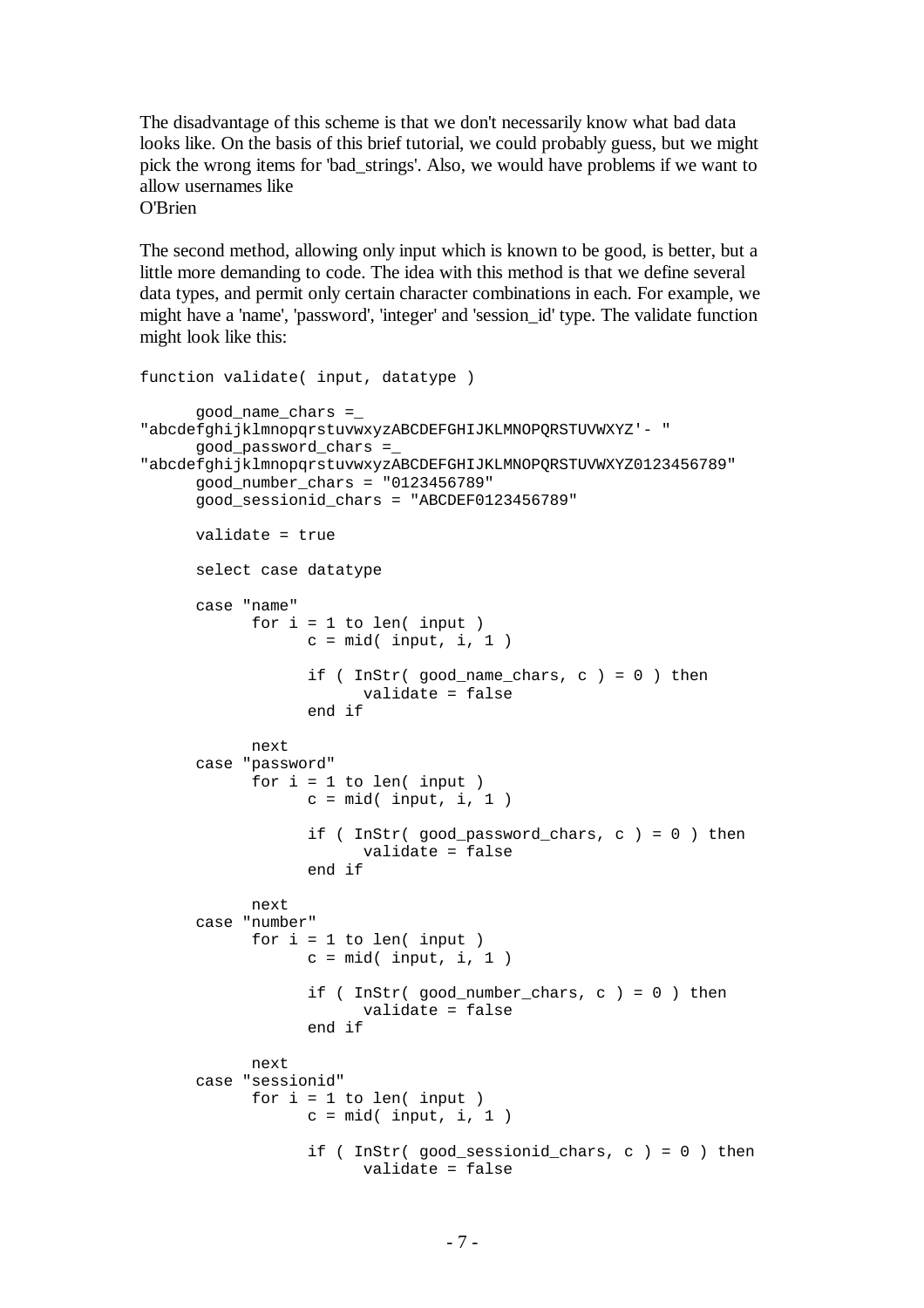The disadvantage of this scheme is that we don't necessarily know what bad data looks like. On the basis of this brief tutorial, we could probably guess, but we might pick the wrong items for 'bad_strings'. Also, we would have problems if we want to allow usernames like
O'Brien

The second method, allowing only input which is known to be good, is better, but a little more demanding to code. The idea with this method is that we define several data types, and permit only certain character combinations in each. For example, we might have a 'name', 'password', 'integer' and 'session_id' type. The validate function might look like this:

```
function validate( input, datatype )

      good_name_chars =_
"abcdefghijklmnopqrstuvwxyzABCDEFGHIJKLMNOPQRSTUVWXYZ'- "
      good_password_chars =_
"abcdefghijklmnopqrstuvwxyzABCDEFGHIJKLMNOPQRSTUVWXYZ0123456789"
      good_number_chars = "0123456789"
      good_sessionid_chars = "ABCDEF0123456789"

      validate = true

      select case datatype

      case "name"
            for i = 1 to len( input )
                  c = mid( input, i, 1 )

                  if ( InStr( good_name_chars, c ) = 0 ) then
                        validate = false
                  end if

            next
      case "password"
            for i = 1 to len( input )
                  c = mid( input, i, 1 )

                  if ( InStr( good_password_chars, c ) = 0 ) then
                        validate = false
                  end if

            next
      case "number"
            for i = 1 to len( input )
                  c = mid( input, i, 1 )

                  if ( InStr( good_number_chars, c ) = 0 ) then
                        validate = false
                  end if

            next
      case "sessionid"
            for i = 1 to len( input )
                  c = mid( input, i, 1 )

                  if ( InStr( good_sessionid_chars, c ) = 0 ) then
                        validate = false
```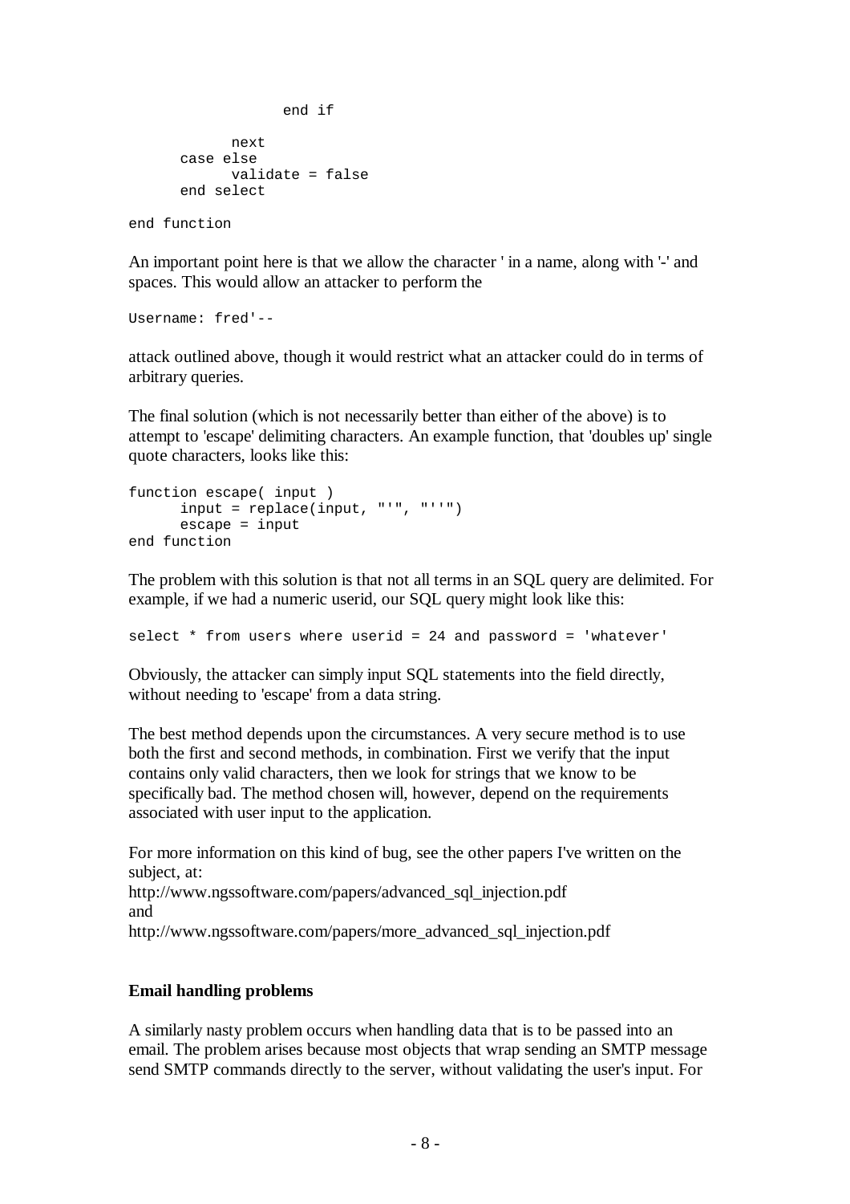```
                end if

            next
      case else
            validate = false
      end select

end function
```

An important point here is that we allow the character ' in a name, along with '-' and spaces. This would allow an attacker to perform the

```
Username: fred'--
```

attack outlined above, though it would restrict what an attacker could do in terms of arbitrary queries.

The final solution (which is not necessarily better than either of the above) is to attempt to 'escape' delimiting characters. An example function, that 'doubles up' single quote characters, looks like this:

```
function escape( input )
      input = replace(input, "'", "''")
      escape = input
end function
```

The problem with this solution is that not all terms in an SQL query are delimited. For example, if we had a numeric userid, our SQL query might look like this:

```
select * from users where userid = 24 and password = 'whatever'
```

Obviously, the attacker can simply input SQL statements into the field directly, without needing to 'escape' from a data string.

The best method depends upon the circumstances. A very secure method is to use both the first and second methods, in combination. First we verify that the input contains only valid characters, then we look for strings that we know to be specifically bad. The method chosen will, however, depend on the requirements associated with user input to the application.

For more information on this kind of bug, see the other papers I've written on the subject, at:
http://www.ngssoftware.com/papers/advanced_sql_injection.pdf
and
http://www.ngssoftware.com/papers/more_advanced_sql_injection.pdf

**Email handling problems**

A similarly nasty problem occurs when handling data that is to be passed into an email. The problem arises because most objects that wrap sending an SMTP message send SMTP commands directly to the server, without validating the user's input. For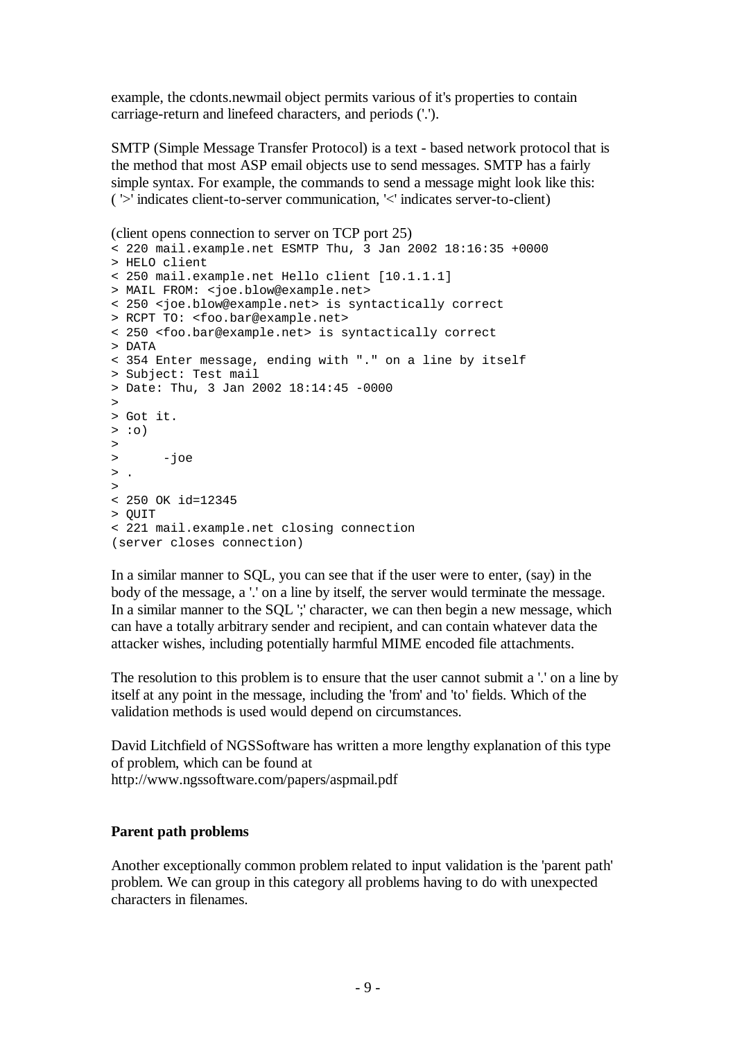example, the cdonts.newmail object permits various of it's properties to contain carriage-return and linefeed characters, and periods ('.').

SMTP (Simple Message Transfer Protocol) is a text - based network protocol that is the method that most ASP email objects use to send messages. SMTP has a fairly simple syntax. For example, the commands to send a message might look like this: ( '>' indicates client-to-server communication, '<' indicates server-to-client)

(client opens connection to server on TCP port 25)

```
< 220 mail.example.net ESMTP Thu, 3 Jan 2002 18:16:35 +0000
> HELO client
< 250 mail.example.net Hello client [10.1.1.1]
> MAIL FROM: <joe.blow@example.net>
< 250 <joe.blow@example.net> is syntactically correct
> RCPT TO: <foo.bar@example.net>
< 250 <foo.bar@example.net> is syntactically correct
> DATA
< 354 Enter message, ending with "." on a line by itself
> Subject: Test mail
> Date: Thu, 3 Jan 2002 18:14:45 -0000
>
> Got it.
> :o)
>
>       -joe
> .
>
< 250 OK id=12345
> QUIT
< 221 mail.example.net closing connection
(server closes connection)
```

In a similar manner to SQL, you can see that if the user were to enter, (say) in the body of the message, a '.' on a line by itself, the server would terminate the message. In a similar manner to the SQL ';' character, we can then begin a new message, which can have a totally arbitrary sender and recipient, and can contain whatever data the attacker wishes, including potentially harmful MIME encoded file attachments.

The resolution to this problem is to ensure that the user cannot submit a '.' on a line by itself at any point in the message, including the 'from' and 'to' fields. Which of the validation methods is used would depend on circumstances.

David Litchfield of NGSSoftware has written a more lengthy explanation of this type of problem, which can be found at
http://www.ngssoftware.com/papers/aspmail.pdf

**Parent path problems**

Another exceptionally common problem related to input validation is the 'parent path' problem. We can group in this category all problems having to do with unexpected characters in filenames.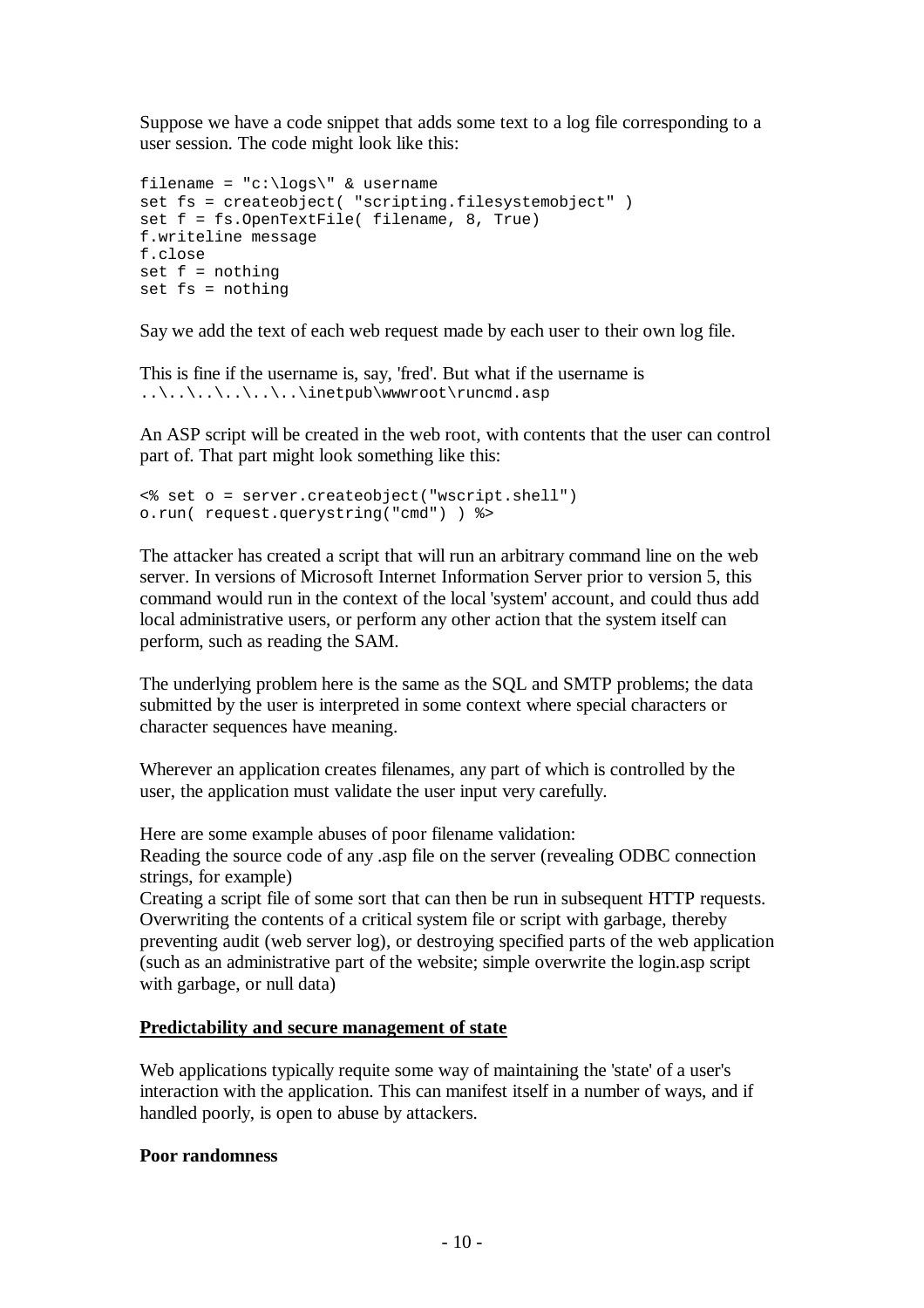Suppose we have a code snippet that adds some text to a log file corresponding to a user session. The code might look like this:

```
filename = "c:\logs\" & username
set fs = createobject( "scripting.filesystemobject" )
set f = fs.OpenTextFile( filename, 8, True)
f.writeline message
f.close
set f = nothing
set fs = nothing
```

Say we add the text of each web request made by each user to their own log file.

This is fine if the username is, say, 'fred'. But what if the username is `..\..\..\..\..\..\inetpub\wwwroot\runcmd.asp`

An ASP script will be created in the web root, with contents that the user can control part of. That part might look something like this:

```
<% set o = server.createobject("wscript.shell")
o.run( request.querystring("cmd") ) %>
```

The attacker has created a script that will run an arbitrary command line on the web server. In versions of Microsoft Internet Information Server prior to version 5, this command would run in the context of the local 'system' account, and could thus add local administrative users, or perform any other action that the system itself can perform, such as reading the SAM.

The underlying problem here is the same as the SQL and SMTP problems; the data submitted by the user is interpreted in some context where special characters or character sequences have meaning.

Wherever an application creates filenames, any part of which is controlled by the user, the application must validate the user input very carefully.

Here are some example abuses of poor filename validation:
Reading the source code of any .asp file on the server (revealing ODBC connection strings, for example)
Creating a script file of some sort that can then be run in subsequent HTTP requests.
Overwriting the contents of a critical system file or script with garbage, thereby preventing audit (web server log), or destroying specified parts of the web application (such as an administrative part of the website; simple overwrite the login.asp script with garbage, or null data)

## Predictability and secure management of state

Web applications typically requite some way of maintaining the 'state' of a user's interaction with the application. This can manifest itself in a number of ways, and if handled poorly, is open to abuse by attackers.

### Poor randomness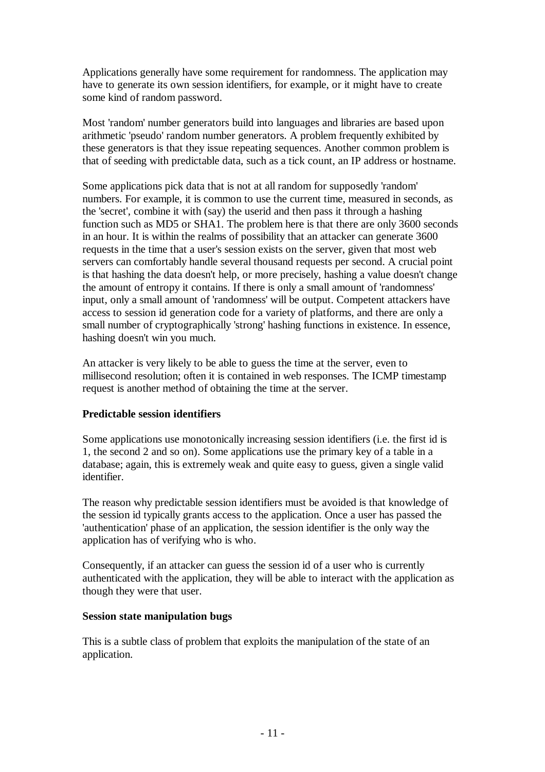Applications generally have some requirement for randomness. The application may have to generate its own session identifiers, for example, or it might have to create some kind of random password.

Most 'random' number generators build into languages and libraries are based upon arithmetic 'pseudo' random number generators. A problem frequently exhibited by these generators is that they issue repeating sequences. Another common problem is that of seeding with predictable data, such as a tick count, an IP address or hostname.

Some applications pick data that is not at all random for supposedly 'random' numbers. For example, it is common to use the current time, measured in seconds, as the 'secret', combine it with (say) the userid and then pass it through a hashing function such as MD5 or SHA1. The problem here is that there are only 3600 seconds in an hour. It is within the realms of possibility that an attacker can generate 3600 requests in the time that a user's session exists on the server, given that most web servers can comfortably handle several thousand requests per second. A crucial point is that hashing the data doesn't help, or more precisely, hashing a value doesn't change the amount of entropy it contains. If there is only a small amount of 'randomness' input, only a small amount of 'randomness' will be output. Competent attackers have access to session id generation code for a variety of platforms, and there are only a small number of cryptographically 'strong' hashing functions in existence. In essence, hashing doesn't win you much.

An attacker is very likely to be able to guess the time at the server, even to millisecond resolution; often it is contained in web responses. The ICMP timestamp request is another method of obtaining the time at the server.

**Predictable session identifiers**

Some applications use monotonically increasing session identifiers (i.e. the first id is 1, the second 2 and so on). Some applications use the primary key of a table in a database; again, this is extremely weak and quite easy to guess, given a single valid identifier.

The reason why predictable session identifiers must be avoided is that knowledge of the session id typically grants access to the application. Once a user has passed the 'authentication' phase of an application, the session identifier is the only way the application has of verifying who is who.

Consequently, if an attacker can guess the session id of a user who is currently authenticated with the application, they will be able to interact with the application as though they were that user.

**Session state manipulation bugs**

This is a subtle class of problem that exploits the manipulation of the state of an application.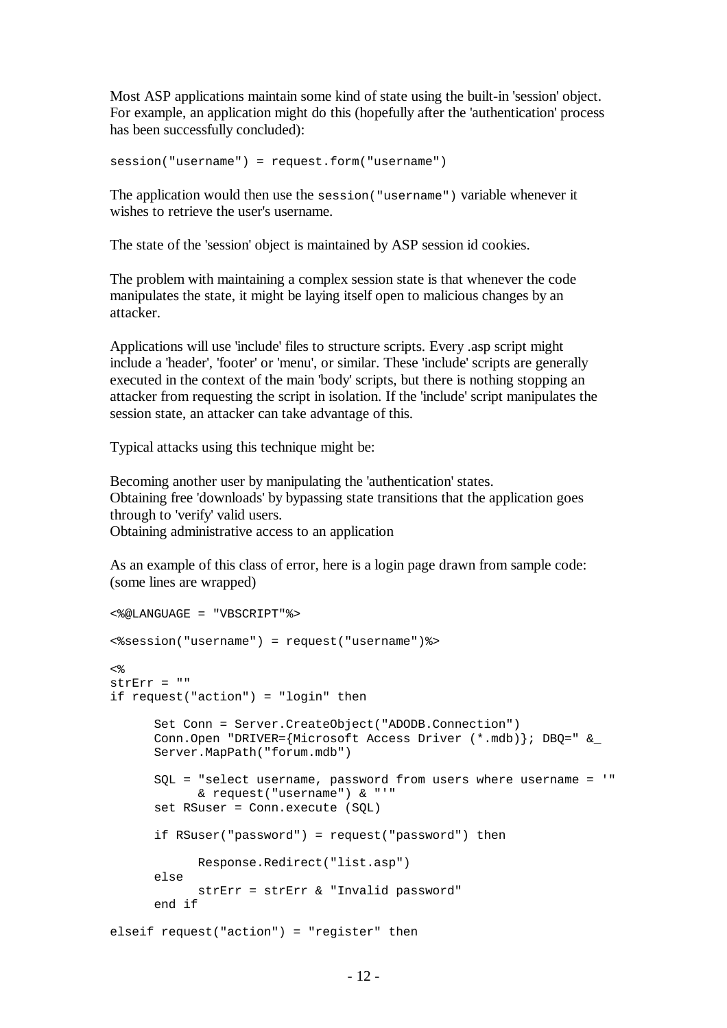Most ASP applications maintain some kind of state using the built-in 'session' object. For example, an application might do this (hopefully after the 'authentication' process has been successfully concluded):

```
session("username") = request.form("username")
```

The application would then use the `session("username")` variable whenever it wishes to retrieve the user's username.

The state of the 'session' object is maintained by ASP session id cookies.

The problem with maintaining a complex session state is that whenever the code manipulates the state, it might be laying itself open to malicious changes by an attacker.

Applications will use 'include' files to structure scripts. Every .asp script might include a 'header', 'footer' or 'menu', or similar. These 'include' scripts are generally executed in the context of the main 'body' scripts, but there is nothing stopping an attacker from requesting the script in isolation. If the 'include' script manipulates the session state, an attacker can take advantage of this.

Typical attacks using this technique might be:

Becoming another user by manipulating the 'authentication' states.
Obtaining free 'downloads' by bypassing state transitions that the application goes through to 'verify' valid users.
Obtaining administrative access to an application

As an example of this class of error, here is a login page drawn from sample code: (some lines are wrapped)

```
<%@LANGUAGE = "VBSCRIPT"%>

<%session("username") = request("username")%>

<%
strErr = ""
if request("action") = "login" then

      Set Conn = Server.CreateObject("ADODB.Connection")
      Conn.Open "DRIVER={Microsoft Access Driver (*.mdb)}; DBQ=" &_
      Server.MapPath("forum.mdb")

      SQL = "select username, password from users where username = '"
            & request("username") & "'"
      set RSuser = Conn.execute (SQL)

      if RSuser("password") = request("password") then

            Response.Redirect("list.asp")
      else
            strErr = strErr & "Invalid password"
      end if

elseif request("action") = "register" then
```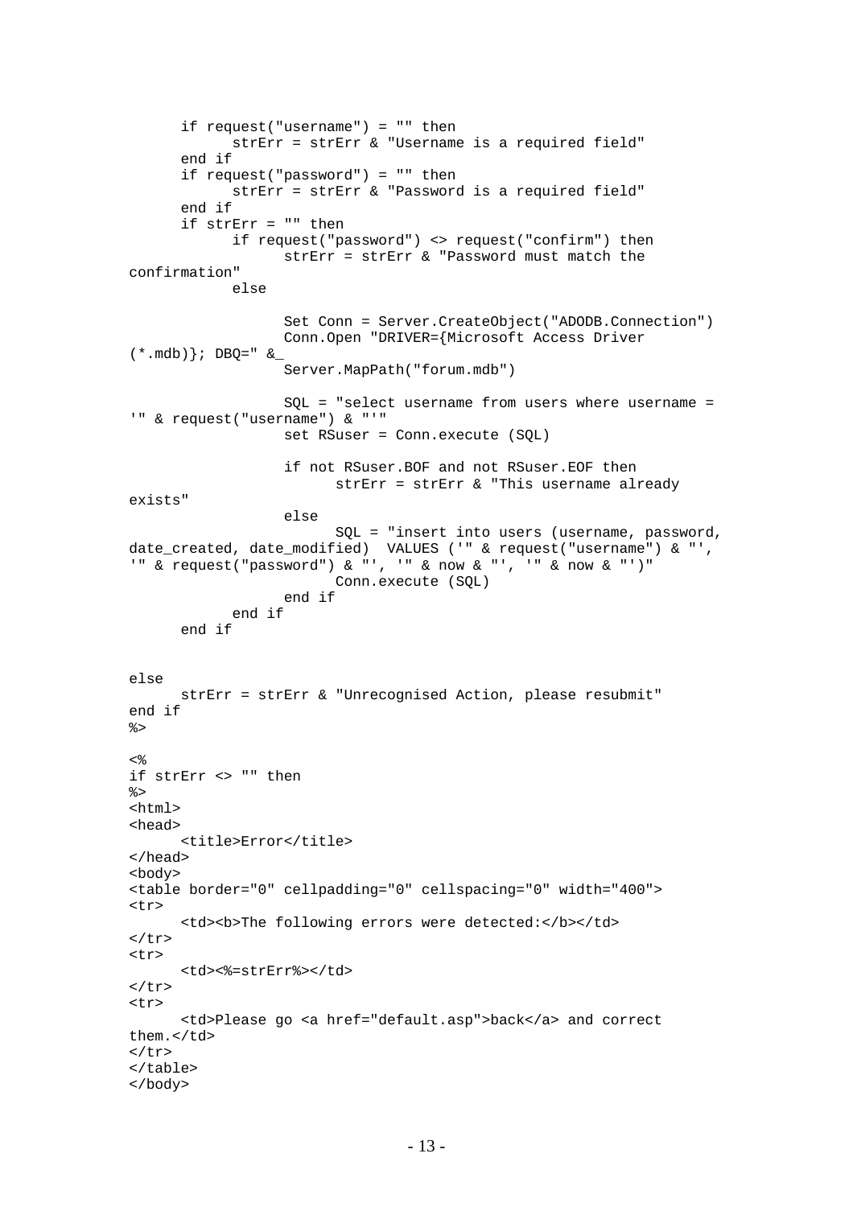```
	if request("username") = "" then
		strErr = strErr & "Username is a required field"
	end if
	if request("password") = "" then
		strErr = strErr & "Password is a required field"
	end if
	if strErr = "" then
		if request("password") <> request("confirm") then
			strErr = strErr & "Password must match the
confirmation"
		else

			Set Conn = Server.CreateObject("ADODB.Connection")
			Conn.Open "DRIVER={Microsoft Access Driver
(*.mdb)}; DBQ=" &_
			Server.MapPath("forum.mdb")

			SQL = "select username from users where username =
'" & request("username") & "'"
			set RSuser = Conn.execute (SQL)

			if not RSuser.BOF and not RSuser.EOF then
				strErr = strErr & "This username already
exists"
			else
				SQL = "insert into users (username, password,
date_created, date_modified)  VALUES ('" & request("username") & "',
'" & request("password") & "', '" & now & "', '" & now & "')"
				Conn.execute (SQL)
			end if
		end if
	end if


else
	strErr = strErr & "Unrecognised Action, please resubmit"
end if
%>

<%
if strErr <> "" then
%>
<html>
<head>
	<title>Error</title>
</head>
<body>
<table border="0" cellpadding="0" cellspacing="0" width="400">
<tr>
	<td><b>The following errors were detected:</b></td>
</tr>
<tr>
	<td><%=strErr%></td>
</tr>
<tr>
	<td>Please go <a href="default.asp">back</a> and correct
them.</td>
</tr>
</table>
</body>
```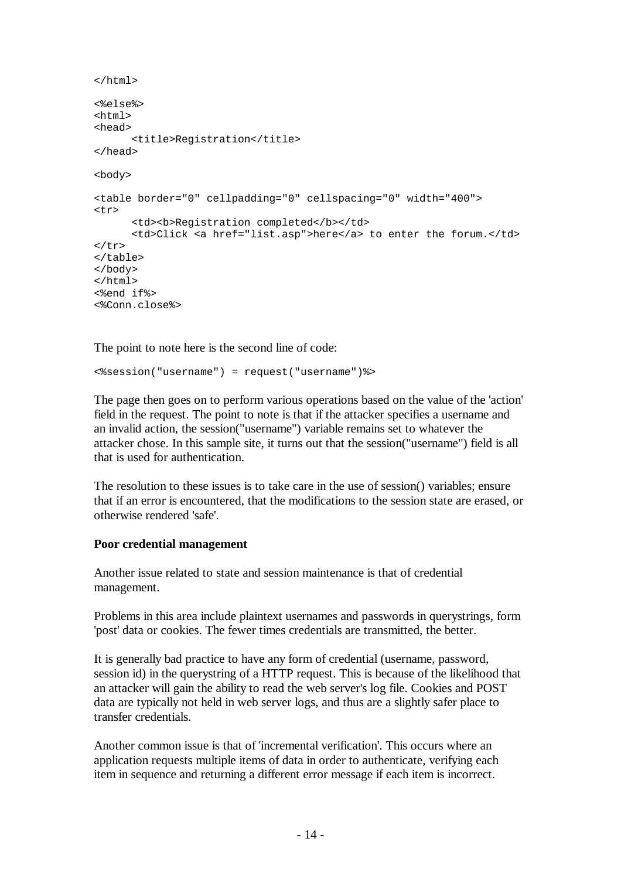```
</html>

<%else%>
<html>
<head>
      <title>Registration</title>
</head>

<body>

<table border="0" cellpadding="0" cellspacing="0" width="400">
<tr>
      <td><b>Registration completed</b></td>
      <td>Click <a href="list.asp">here</a> to enter the forum.</td>
</tr>
</table>
</body>
</html>
<%end if%>
<%Conn.close%>
```

The point to note here is the second line of code:

```
<%session("username") = request("username")%>
```

The page then goes on to perform various operations based on the value of the 'action' field in the request. The point to note is that if the attacker specifies a username and an invalid action, the session("username") variable remains set to whatever the attacker chose. In this sample site, it turns out that the session("username") field is all that is used for authentication.

The resolution to these issues is to take care in the use of session() variables; ensure that if an error is encountered, that the modifications to the session state are erased, or otherwise rendered 'safe'.

**Poor credential management**

Another issue related to state and session maintenance is that of credential management.

Problems in this area include plaintext usernames and passwords in querystrings, form 'post' data or cookies. The fewer times credentials are transmitted, the better.

It is generally bad practice to have any form of credential (username, password, session id) in the querystring of a HTTP request. This is because of the likelihood that an attacker will gain the ability to read the web server's log file. Cookies and POST data are typically not held in web server logs, and thus are a slightly safer place to transfer credentials.

Another common issue is that of 'incremental verification'. This occurs where an application requests multiple items of data in order to authenticate, verifying each item in sequence and returning a different error message if each item is incorrect.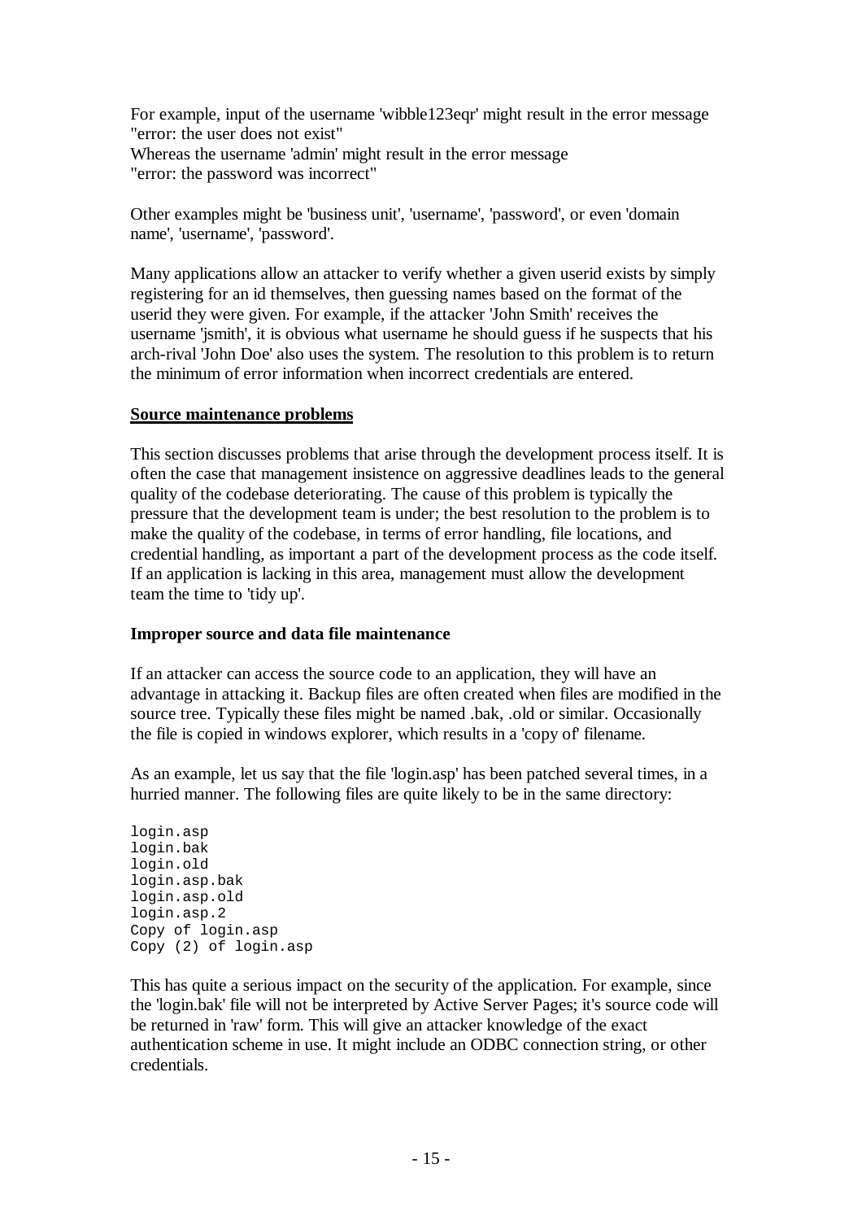For example, input of the username 'wibble123eqr' might result in the error message "error: the user does not exist"
Whereas the username 'admin' might result in the error message "error: the password was incorrect"

Other examples might be 'business unit', 'username', 'password', or even 'domain name', 'username', 'password'.

Many applications allow an attacker to verify whether a given userid exists by simply registering for an id themselves, then guessing names based on the format of the userid they were given. For example, if the attacker 'John Smith' receives the username 'jsmith', it is obvious what username he should guess if he suspects that his arch-rival 'John Doe' also uses the system. The resolution to this problem is to return the minimum of error information when incorrect credentials are entered.

## Source maintenance problems

This section discusses problems that arise through the development process itself. It is often the case that management insistence on aggressive deadlines leads to the general quality of the codebase deteriorating. The cause of this problem is typically the pressure that the development team is under; the best resolution to the problem is to make the quality of the codebase, in terms of error handling, file locations, and credential handling, as important a part of the development process as the code itself. If an application is lacking in this area, management must allow the development team the time to 'tidy up'.

### Improper source and data file maintenance

If an attacker can access the source code to an application, they will have an advantage in attacking it. Backup files are often created when files are modified in the source tree. Typically these files might be named .bak, .old or similar. Occasionally the file is copied in windows explorer, which results in a 'copy of' filename.

As an example, let us say that the file 'login.asp' has been patched several times, in a hurried manner. The following files are quite likely to be in the same directory:

```
login.asp
login.bak
login.old
login.asp.bak
login.asp.old
login.asp.2
Copy of login.asp
Copy (2) of login.asp
```

This has quite a serious impact on the security of the application. For example, since the 'login.bak' file will not be interpreted by Active Server Pages; it's source code will be returned in 'raw' form. This will give an attacker knowledge of the exact authentication scheme in use. It might include an ODBC connection string, or other credentials.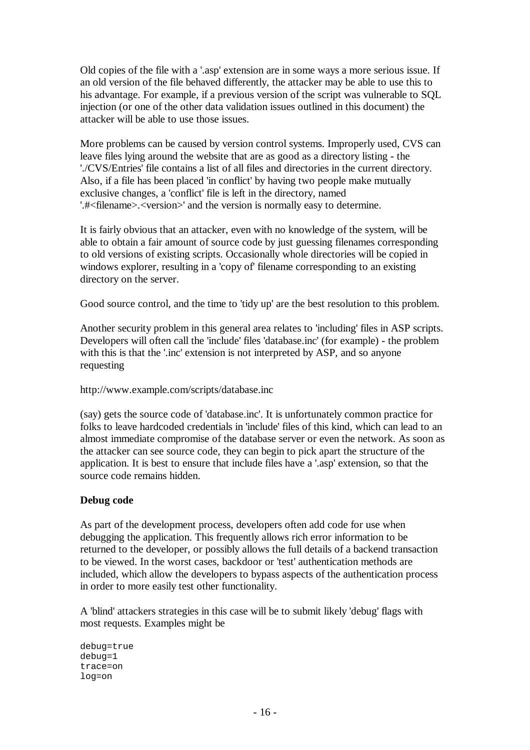Old copies of the file with a '.asp' extension are in some ways a more serious issue. If an old version of the file behaved differently, the attacker may be able to use this to his advantage. For example, if a previous version of the script was vulnerable to SQL injection (or one of the other data validation issues outlined in this document) the attacker will be able to use those issues.

More problems can be caused by version control systems. Improperly used, CVS can leave files lying around the website that are as good as a directory listing - the './CVS/Entries' file contains a list of all files and directories in the current directory. Also, if a file has been placed 'in conflict' by having two people make mutually exclusive changes, a 'conflict' file is left in the directory, named '.#<filename>.<version>' and the version is normally easy to determine.

It is fairly obvious that an attacker, even with no knowledge of the system, will be able to obtain a fair amount of source code by just guessing filenames corresponding to old versions of existing scripts. Occasionally whole directories will be copied in windows explorer, resulting in a 'copy of' filename corresponding to an existing directory on the server.

Good source control, and the time to 'tidy up' are the best resolution to this problem.

Another security problem in this general area relates to 'including' files in ASP scripts. Developers will often call the 'include' files 'database.inc' (for example) - the problem with this is that the '.inc' extension is not interpreted by ASP, and so anyone requesting

http://www.example.com/scripts/database.inc

(say) gets the source code of 'database.inc'. It is unfortunately common practice for folks to leave hardcoded credentials in 'include' files of this kind, which can lead to an almost immediate compromise of the database server or even the network. As soon as the attacker can see source code, they can begin to pick apart the structure of the application. It is best to ensure that include files have a '.asp' extension, so that the source code remains hidden.

**Debug code**

As part of the development process, developers often add code for use when debugging the application. This frequently allows rich error information to be returned to the developer, or possibly allows the full details of a backend transaction to be viewed. In the worst cases, backdoor or 'test' authentication methods are included, which allow the developers to bypass aspects of the authentication process in order to more easily test other functionality.

A 'blind' attackers strategies in this case will be to submit likely 'debug' flags with most requests. Examples might be

```
debug=true
debug=1
trace=on
log=on
```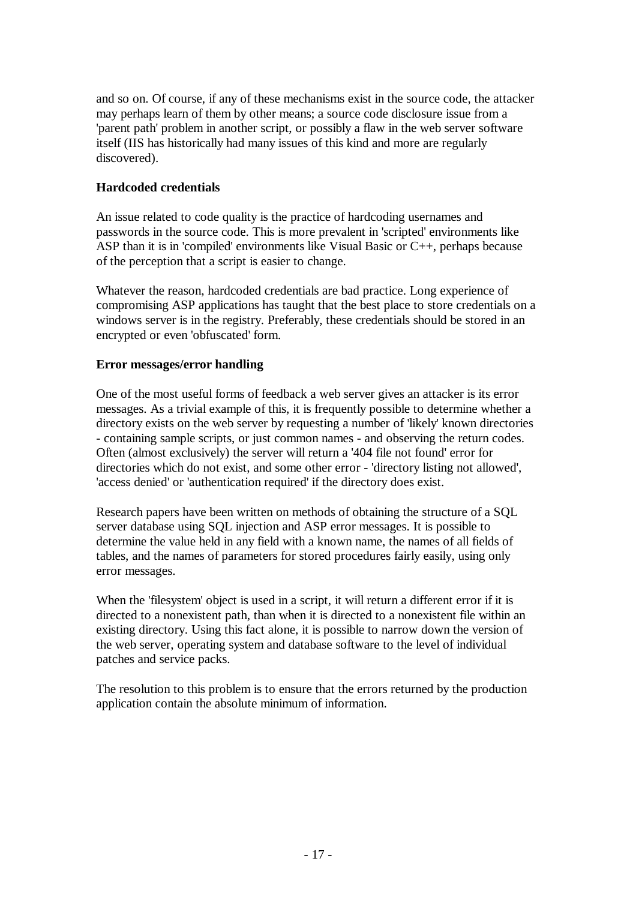and so on. Of course, if any of these mechanisms exist in the source code, the attacker may perhaps learn of them by other means; a source code disclosure issue from a 'parent path' problem in another script, or possibly a flaw in the web server software itself (IIS has historically had many issues of this kind and more are regularly discovered).

**Hardcoded credentials**

An issue related to code quality is the practice of hardcoding usernames and passwords in the source code. This is more prevalent in 'scripted' environments like ASP than it is in 'compiled' environments like Visual Basic or C++, perhaps because of the perception that a script is easier to change.

Whatever the reason, hardcoded credentials are bad practice. Long experience of compromising ASP applications has taught that the best place to store credentials on a windows server is in the registry. Preferably, these credentials should be stored in an encrypted or even 'obfuscated' form.

**Error messages/error handling**

One of the most useful forms of feedback a web server gives an attacker is its error messages. As a trivial example of this, it is frequently possible to determine whether a directory exists on the web server by requesting a number of 'likely' known directories - containing sample scripts, or just common names - and observing the return codes. Often (almost exclusively) the server will return a '404 file not found' error for directories which do not exist, and some other error - 'directory listing not allowed', 'access denied' or 'authentication required' if the directory does exist.

Research papers have been written on methods of obtaining the structure of a SQL server database using SQL injection and ASP error messages. It is possible to determine the value held in any field with a known name, the names of all fields of tables, and the names of parameters for stored procedures fairly easily, using only error messages.

When the 'filesystem' object is used in a script, it will return a different error if it is directed to a nonexistent path, than when it is directed to a nonexistent file within an existing directory. Using this fact alone, it is possible to narrow down the version of the web server, operating system and database software to the level of individual patches and service packs.

The resolution to this problem is to ensure that the errors returned by the production application contain the absolute minimum of information.